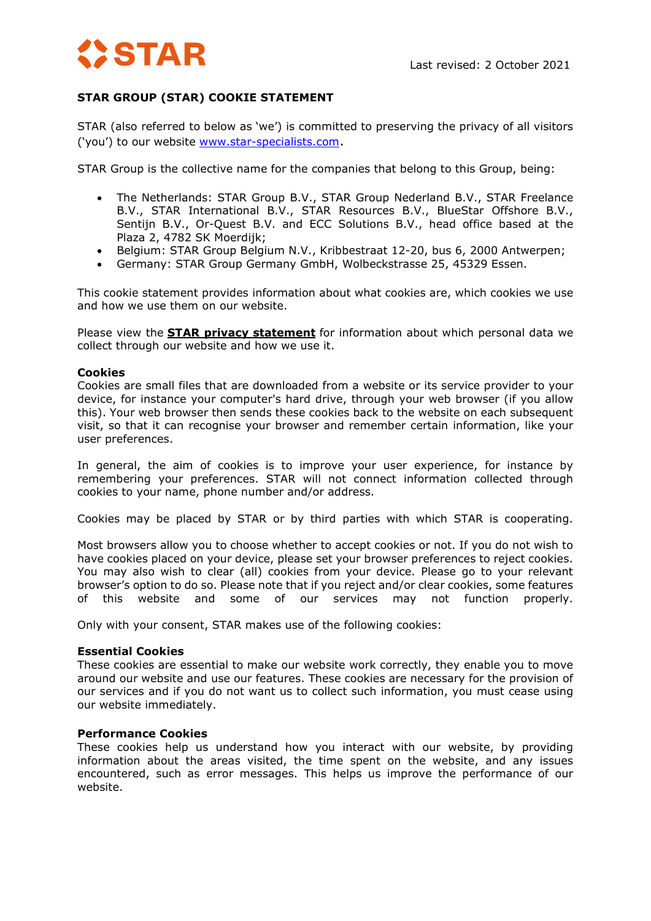Last revised: 2 October 2021

# STAR GROUP (STAR) COOKIE STATEMENT

STAR (also referred to below as 'we') is committed to preserving the privacy of all visitors ('you') to our website [www.star-specialists.com](http://www.star-specialists.com).

STAR Group is the collective name for the companies that belong to this Group, being:

- The Netherlands: STAR Group B.V., STAR Group Nederland B.V., STAR Freelance B.V., STAR International B.V., STAR Resources B.V., BlueStar Offshore B.V., Sentijn B.V., Or-Quest B.V. and ECC Solutions B.V., head office based at the Plaza 2, 4782 SK Moerdijk;
- Belgium: STAR Group Belgium N.V., Kribbestraat 12-20, bus 6, 2000 Antwerpen;
- Germany: STAR Group Germany GmbH, Wolbeckstrasse 25, 45329 Essen.

This cookie statement provides information about what cookies are, which cookies we use and how we use them on our website.

Please view the **STAR privacy statement** for information about which personal data we collect through our website and how we use it.

## Cookies

Cookies are small files that are downloaded from a website or its service provider to your device, for instance your computer's hard drive, through your web browser (if you allow this). Your web browser then sends these cookies back to the website on each subsequent visit, so that it can recognise your browser and remember certain information, like your user preferences.

In general, the aim of cookies is to improve your user experience, for instance by remembering your preferences. STAR will not connect information collected through cookies to your name, phone number and/or address.

Cookies may be placed by STAR or by third parties with which STAR is cooperating.

Most browsers allow you to choose whether to accept cookies or not. If you do not wish to have cookies placed on your device, please set your browser preferences to reject cookies. You may also wish to clear (all) cookies from your device. Please go to your relevant browser's option to do so. Please note that if you reject and/or clear cookies, some features of this website and some of our services may not function properly.

Only with your consent, STAR makes use of the following cookies:

## Essential Cookies

These cookies are essential to make our website work correctly, they enable you to move around our website and use our features. These cookies are necessary for the provision of our services and if you do not want us to collect such information, you must cease using our website immediately.

## Performance Cookies

These cookies help us understand how you interact with our website, by providing information about the areas visited, the time spent on the website, and any issues encountered, such as error messages. This helps us improve the performance of our website.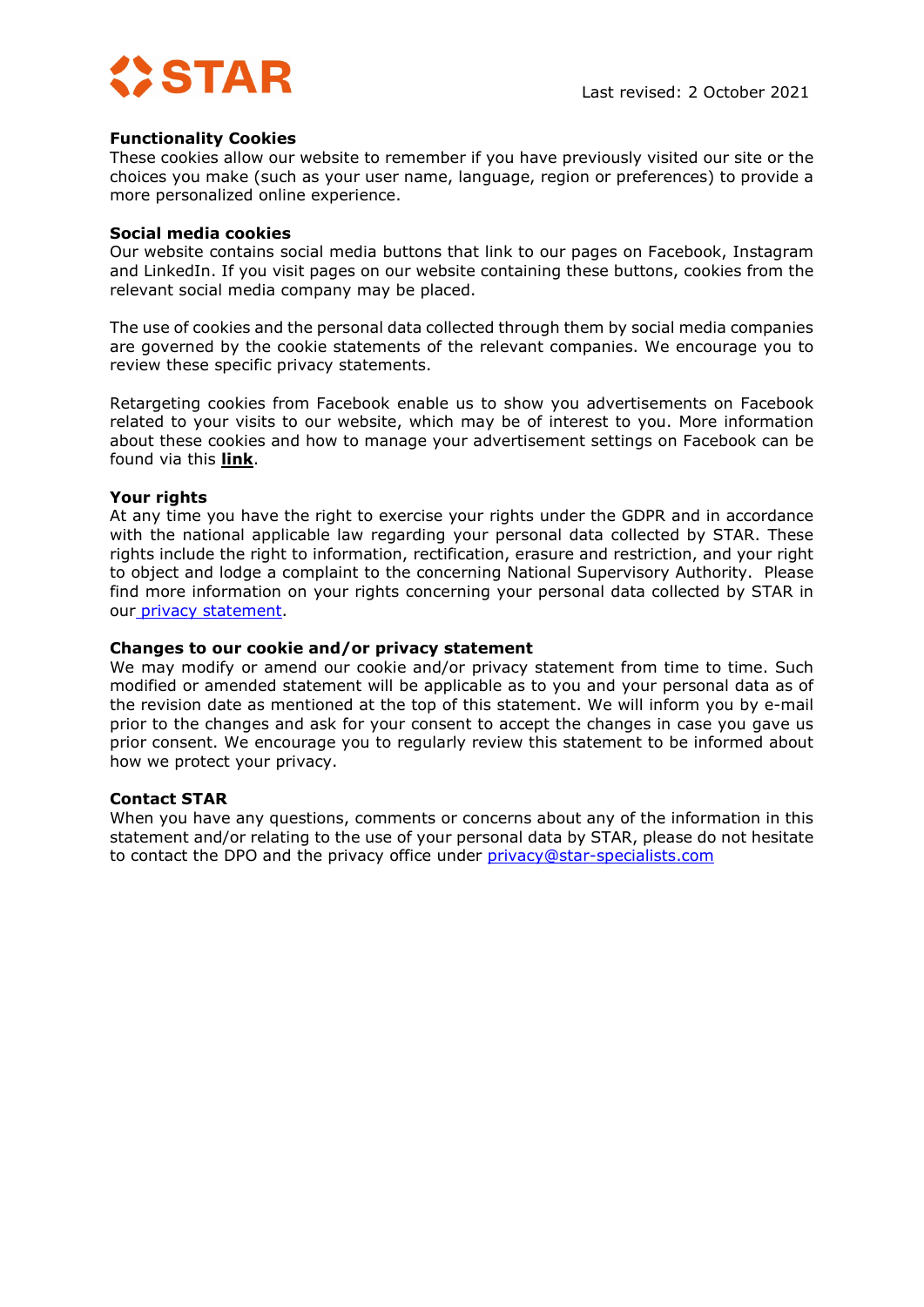Last revised: 2 October 2021

**Functionality Cookies**
These cookies allow our website to remember if you have previously visited our site or the choices you make (such as your user name, language, region or preferences) to provide a more personalized online experience.

**Social media cookies**
Our website contains social media buttons that link to our pages on Facebook, Instagram and LinkedIn. If you visit pages on our website containing these buttons, cookies from the relevant social media company may be placed.

The use of cookies and the personal data collected through them by social media companies are governed by the cookie statements of the relevant companies. We encourage you to review these specific privacy statements.

Retargeting cookies from Facebook enable us to show you advertisements on Facebook related to your visits to our website, which may be of interest to you. More information about these cookies and how to manage your advertisement settings on Facebook can be found via this **link**.

**Your rights**
At any time you have the right to exercise your rights under the GDPR and in accordance with the national applicable law regarding your personal data collected by STAR. These rights include the right to information, rectification, erasure and restriction, and your right to object and lodge a complaint to the concerning National Supervisory Authority. Please find more information on your rights concerning your personal data collected by STAR in our privacy statement.

**Changes to our cookie and/or privacy statement**
We may modify or amend our cookie and/or privacy statement from time to time. Such modified or amended statement will be applicable as to you and your personal data as of the revision date as mentioned at the top of this statement. We will inform you by e-mail prior to the changes and ask for your consent to accept the changes in case you gave us prior consent. We encourage you to regularly review this statement to be informed about how we protect your privacy.

**Contact STAR**
When you have any questions, comments or concerns about any of the information in this statement and/or relating to the use of your personal data by STAR, please do not hesitate to contact the DPO and the privacy office under privacy@star-specialists.com